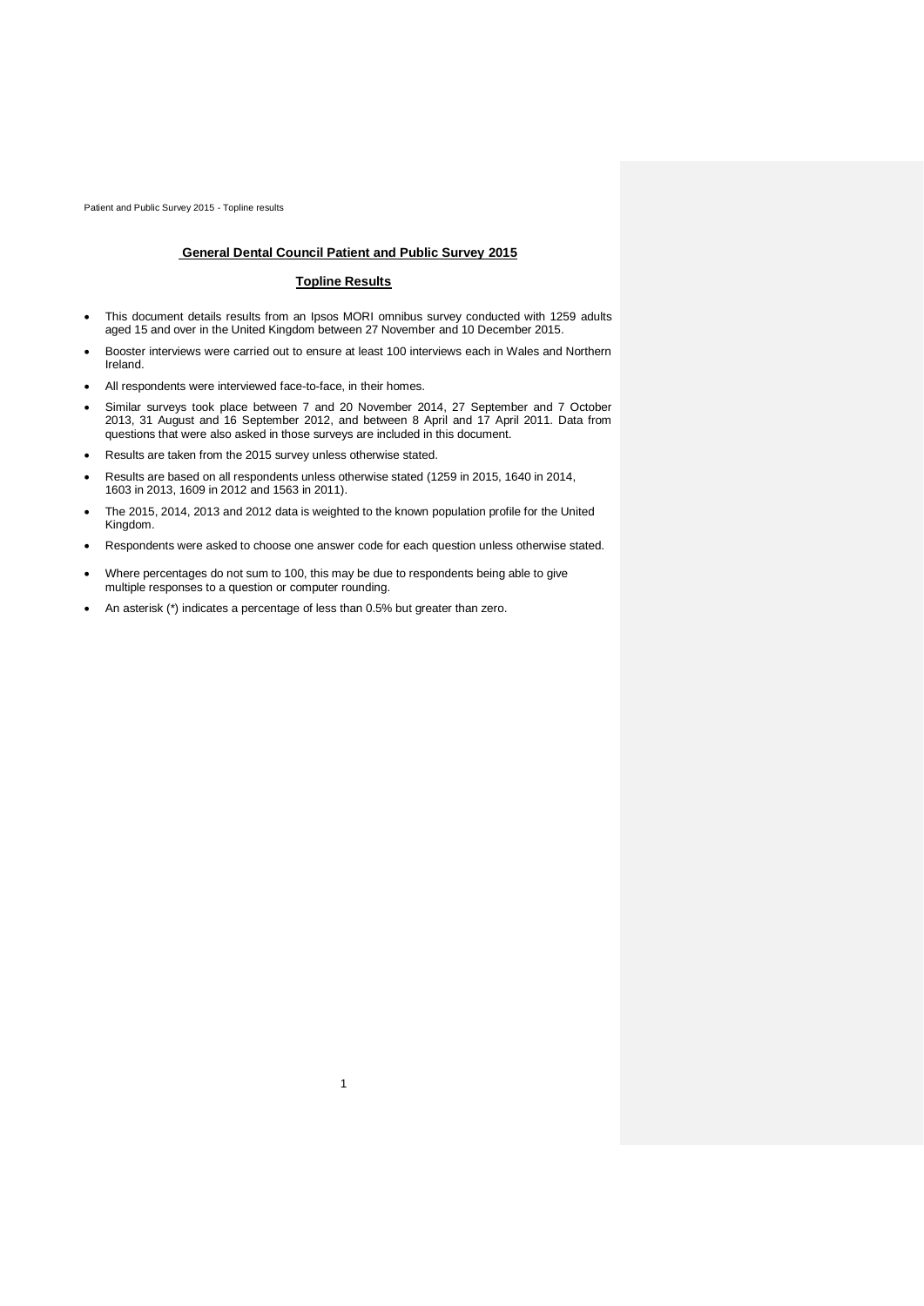## General Dental Council Patient and Public Survey 2015

### Topline Results

- This document details results from an Ipsos MORI omnibus survey conducted with 1259 adults aged 15 and over in the United Kingdom between 27 November and 10 December 2015.
- Booster interviews were carried out to ensure at least 100 interviews each in Wales and Northern Ireland.
- All respondents were interviewed face-to-face, in their homes.
- Similar surveys took place between 7 and 20 November 2014, 27 September and 7 October 2013, 31 August and 16 September 2012, and between 8 April and 17 April 2011. Data from questions that were also asked in those surveys are included in this document.
- Results are taken from the 2015 survey unless otherwise stated.
- Results are based on all respondents unless otherwise stated (1259 in 2015, 1640 in 2014, 1603 in 2013, 1609 in 2012 and 1563 in 2011).
- The 2015, 2014, 2013 and 2012 data is weighted to the known population profile for the United Kingdom.
- Respondents were asked to choose one answer code for each question unless otherwise stated.
- Where percentages do not sum to 100, this may be due to respondents being able to give multiple responses to a question or computer rounding.
- An asterisk (*) indicates a percentage of less than 0.5% but greater than zero.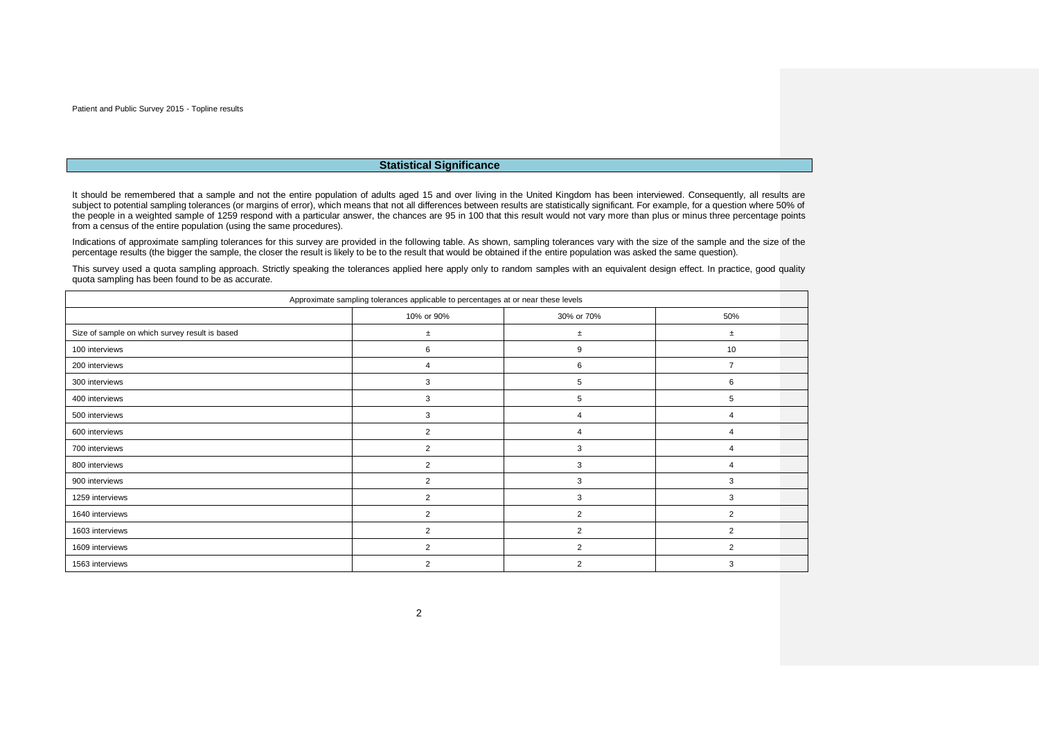## Statistical Significance

It should be remembered that a sample and not the entire population of adults aged 15 and over living in the United Kingdom has been interviewed. Consequently, all results are subject to potential sampling tolerances (or margins of error), which means that not all differences between results are statistically significant. For example, for a question where 50% of the people in a weighted sample of 1259 respond with a particular answer, the chances are 95 in 100 that this result would not vary more than plus or minus three percentage points from a census of the entire population (using the same procedures).

Indications of approximate sampling tolerances for this survey are provided in the following table. As shown, sampling tolerances vary with the size of the sample and the size of the percentage results (the bigger the sample, the closer the result is likely to be to the result that would be obtained if the entire population was asked the same question).

This survey used a quota sampling approach. Strictly speaking the tolerances applied here apply only to random samples with an equivalent design effect. In practice, good quality quota sampling has been found to be as accurate.

| Approximate sampling tolerances applicable to percentages at or near these levels | | | |
|---|---|---|---|
| | 10% or 90% | 30% or 70% | 50% |
| Size of sample on which survey result is based | ± | ± | ± |
| 100 interviews | 6 | 9 | 10 |
| 200 interviews | 4 | 6 | 7 |
| 300 interviews | 3 | 5 | 6 |
| 400 interviews | 3 | 5 | 5 |
| 500 interviews | 3 | 4 | 4 |
| 600 interviews | 2 | 4 | 4 |
| 700 interviews | 2 | 3 | 4 |
| 800 interviews | 2 | 3 | 4 |
| 900 interviews | 2 | 3 | 3 |
| 1259 interviews | 2 | 3 | 3 |
| 1640 interviews | 2 | 2 | 2 |
| 1603 interviews | 2 | 2 | 2 |
| 1609 interviews | 2 | 2 | 2 |
| 1563 interviews | 2 | 2 | 3 |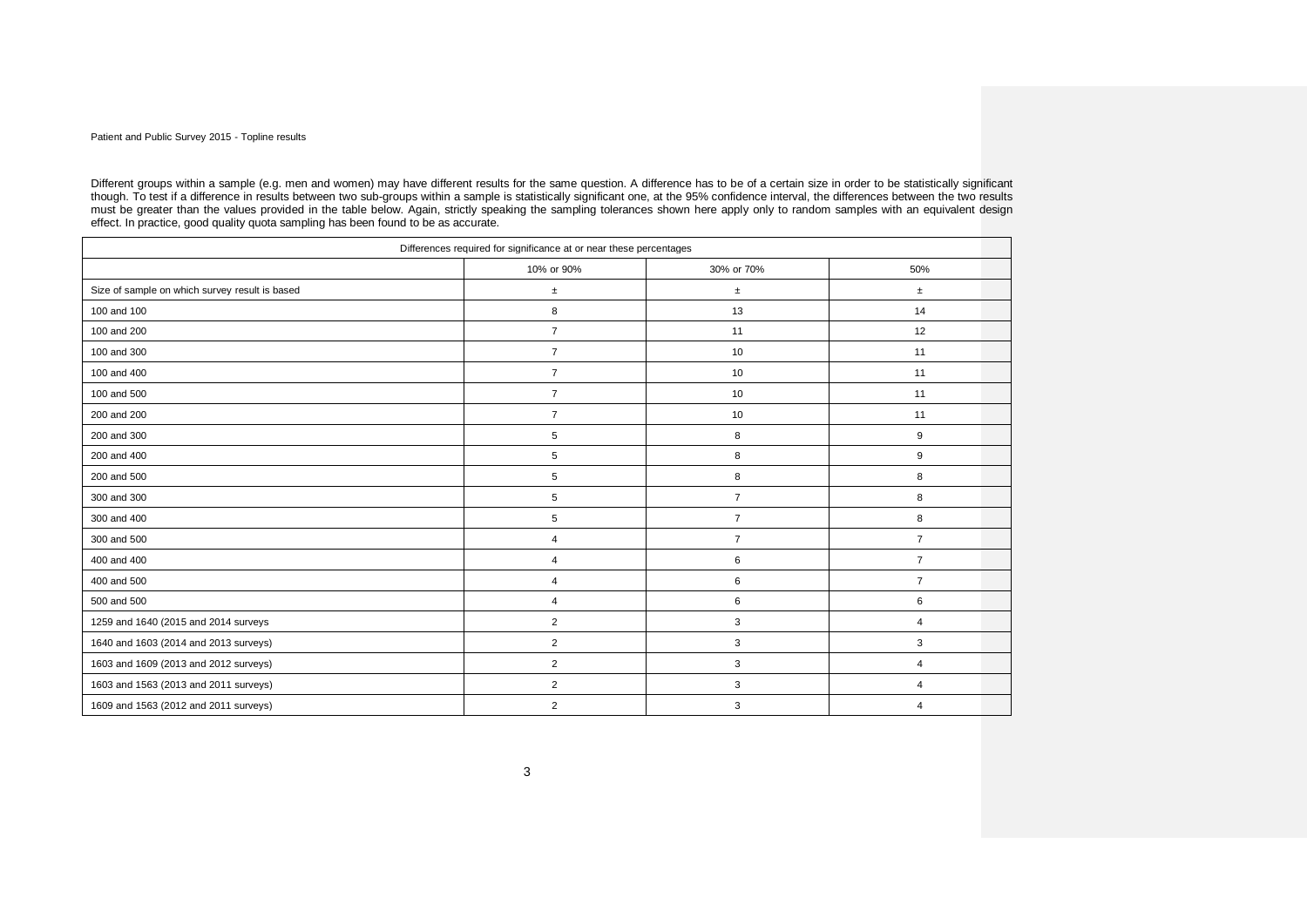Different groups within a sample (e.g. men and women) may have different results for the same question. A difference has to be of a certain size in order to be statistically significant though. To test if a difference in results between two sub-groups within a sample is statistically significant one, at the 95% confidence interval, the differences between the two results must be greater than the values provided in the table below. Again, strictly speaking the sampling tolerances shown here apply only to random samples with an equivalent design effect. In practice, good quality quota sampling has been found to be as accurate.

| Differences required for significance at or near these percentages | | | |
|---|---|---|---|
| | 10% or 90% | 30% or 70% | 50% |
| Size of sample on which survey result is based | ± | ± | ± |
| 100 and 100 | 8 | 13 | 14 |
| 100 and 200 | 7 | 11 | 12 |
| 100 and 300 | 7 | 10 | 11 |
| 100 and 400 | 7 | 10 | 11 |
| 100 and 500 | 7 | 10 | 11 |
| 200 and 200 | 7 | 10 | 11 |
| 200 and 300 | 5 | 8 | 9 |
| 200 and 400 | 5 | 8 | 9 |
| 200 and 500 | 5 | 8 | 8 |
| 300 and 300 | 5 | 7 | 8 |
| 300 and 400 | 5 | 7 | 8 |
| 300 and 500 | 4 | 7 | 7 |
| 400 and 400 | 4 | 6 | 7 |
| 400 and 500 | 4 | 6 | 7 |
| 500 and 500 | 4 | 6 | 6 |
| 1259 and 1640 (2015 and 2014 surveys | 2 | 3 | 4 |
| 1640 and 1603 (2014 and 2013 surveys) | 2 | 3 | 3 |
| 1603 and 1609 (2013 and 2012 surveys) | 2 | 3 | 4 |
| 1603 and 1563 (2013 and 2011 surveys) | 2 | 3 | 4 |
| 1609 and 1563 (2012 and 2011 surveys) | 2 | 3 | 4 |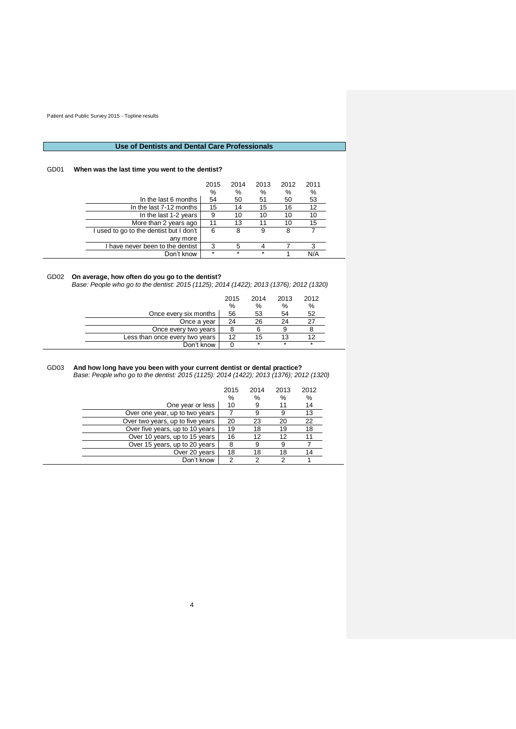## Use of Dentists and Dental Care Professionals

GD01 **When was the last time you went to the dentist?**

| | 2015 | 2014 | 2013 | 2012 | 2011 |
|---|---|---|---|---|---|
| | % | % | % | % | % |
| In the last 6 months | 54 | 50 | 51 | 50 | 53 |
| In the last 7-12 months | 15 | 14 | 15 | 16 | 12 |
| In the last 1-2 years | 9 | 10 | 10 | 10 | 10 |
| More than 2 years ago | 11 | 13 | 11 | 10 | 15 |
| I used to go to the dentist but I don't any more | 6 | 8 | 9 | 8 | 7 |
| I have never been to the dentist | 3 | 5 | 4 | 7 | 3 |
| Don't know | * | * | * | 1 | N/A |

GD02 **On average, how often do you go to the dentist?**
*Base: People who go to the dentist: 2015 (1125); 2014 (1422); 2013 (1376); 2012 (1320)*

| | 2015 | 2014 | 2013 | 2012 |
|---|---|---|---|---|
| | % | % | % | % |
| Once every six months | 56 | 53 | 54 | 52 |
| Once a year | 24 | 26 | 24 | 27 |
| Once every two years | 8 | 6 | 9 | 8 |
| Less than once every two years | 12 | 15 | 13 | 12 |
| Don't know | 0 | * | * | * |

GD03 **And how long have you been with your current dentist or dental practice?**
*Base: People who go to the dentist: 2015 (1125): 2014 (1422); 2013 (1376); 2012 (1320)*

| | 2015 | 2014 | 2013 | 2012 |
|---|---|---|---|---|
| | % | % | % | % |
| One year or less | 10 | 9 | 11 | 14 |
| Over one year, up to two years | 7 | 9 | 9 | 13 |
| Over two years, up to five years | 20 | 23 | 20 | 22 |
| Over five years, up to 10 years | 19 | 18 | 19 | 18 |
| Over 10 years, up to 15 years | 16 | 12 | 12 | 11 |
| Over 15 years, up to 20 years | 8 | 9 | 9 | 7 |
| Over 20 years | 18 | 18 | 18 | 14 |
| Don't know | 2 | 2 | 2 | 1 |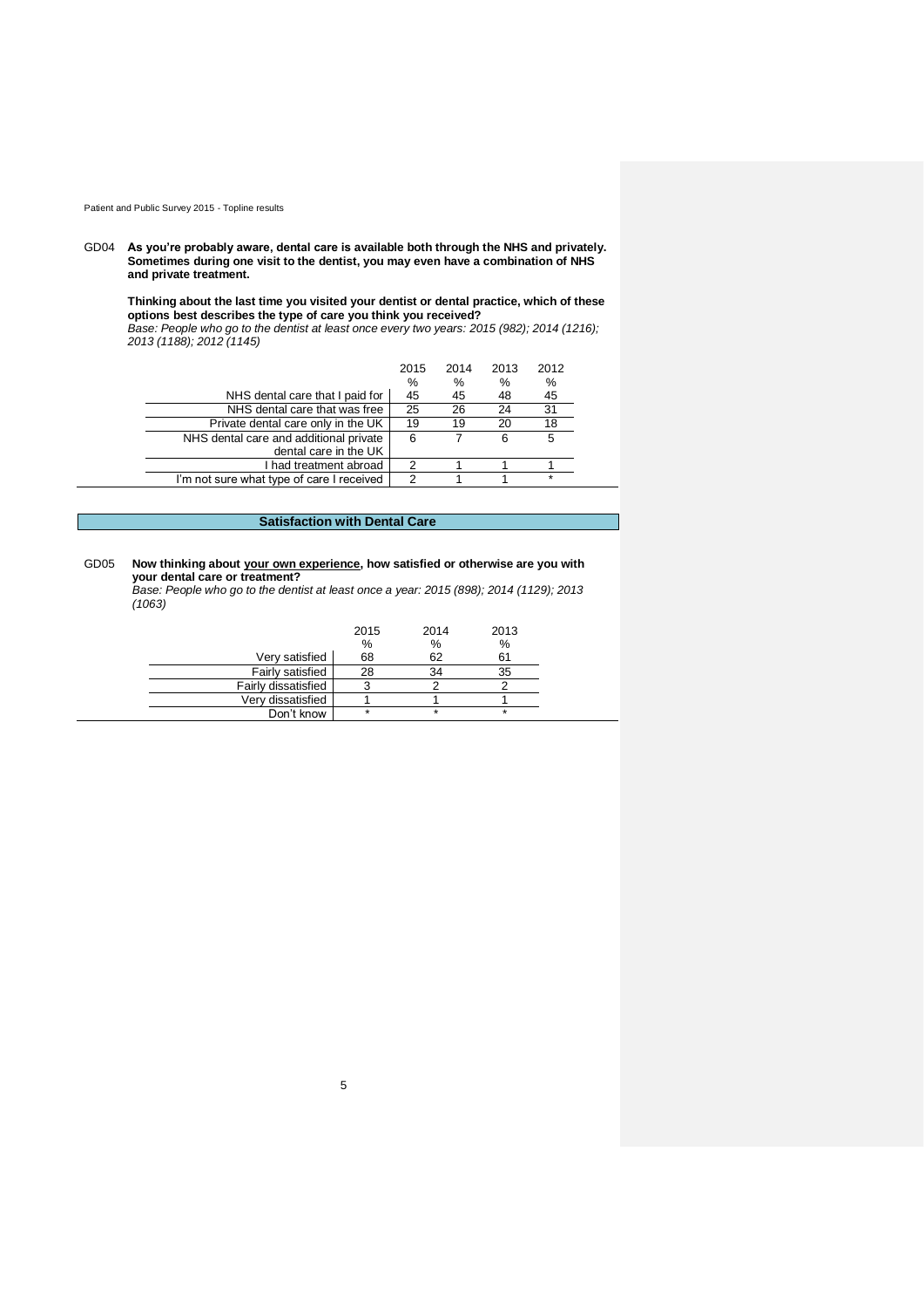GD04 **As you're probably aware, dental care is available both through the NHS and privately. Sometimes during one visit to the dentist, you may even have a combination of NHS and private treatment.**

**Thinking about the last time you visited your dentist or dental practice, which of these options best describes the type of care you think you received?**
*Base: People who go to the dentist at least once every two years: 2015 (982); 2014 (1216); 2013 (1188); 2012 (1145)*

| | 2015 | 2014 | 2013 | 2012 |
|---|---|---|---|---|
| | % | % | % | % |
| NHS dental care that I paid for | 45 | 45 | 48 | 45 |
| NHS dental care that was free | 25 | 26 | 24 | 31 |
| Private dental care only in the UK | 19 | 19 | 20 | 18 |
| NHS dental care and additional private dental care in the UK | 6 | 7 | 6 | 5 |
| I had treatment abroad | 2 | 1 | 1 | 1 |
| I'm not sure what type of care I received | 2 | 1 | 1 | * |

## Satisfaction with Dental Care

GD05 **Now thinking about <u>your own experience</u>, how satisfied or otherwise are you with your dental care or treatment?**
*Base: People who go to the dentist at least once a year: 2015 (898); 2014 (1129); 2013 (1063)*

| | 2015 | 2014 | 2013 |
|---|---|---|---|
| | % | % | % |
| Very satisfied | 68 | 62 | 61 |
| Fairly satisfied | 28 | 34 | 35 |
| Fairly dissatisfied | 3 | 2 | 2 |
| Very dissatisfied | 1 | 1 | 1 |
| Don't know | * | * | * |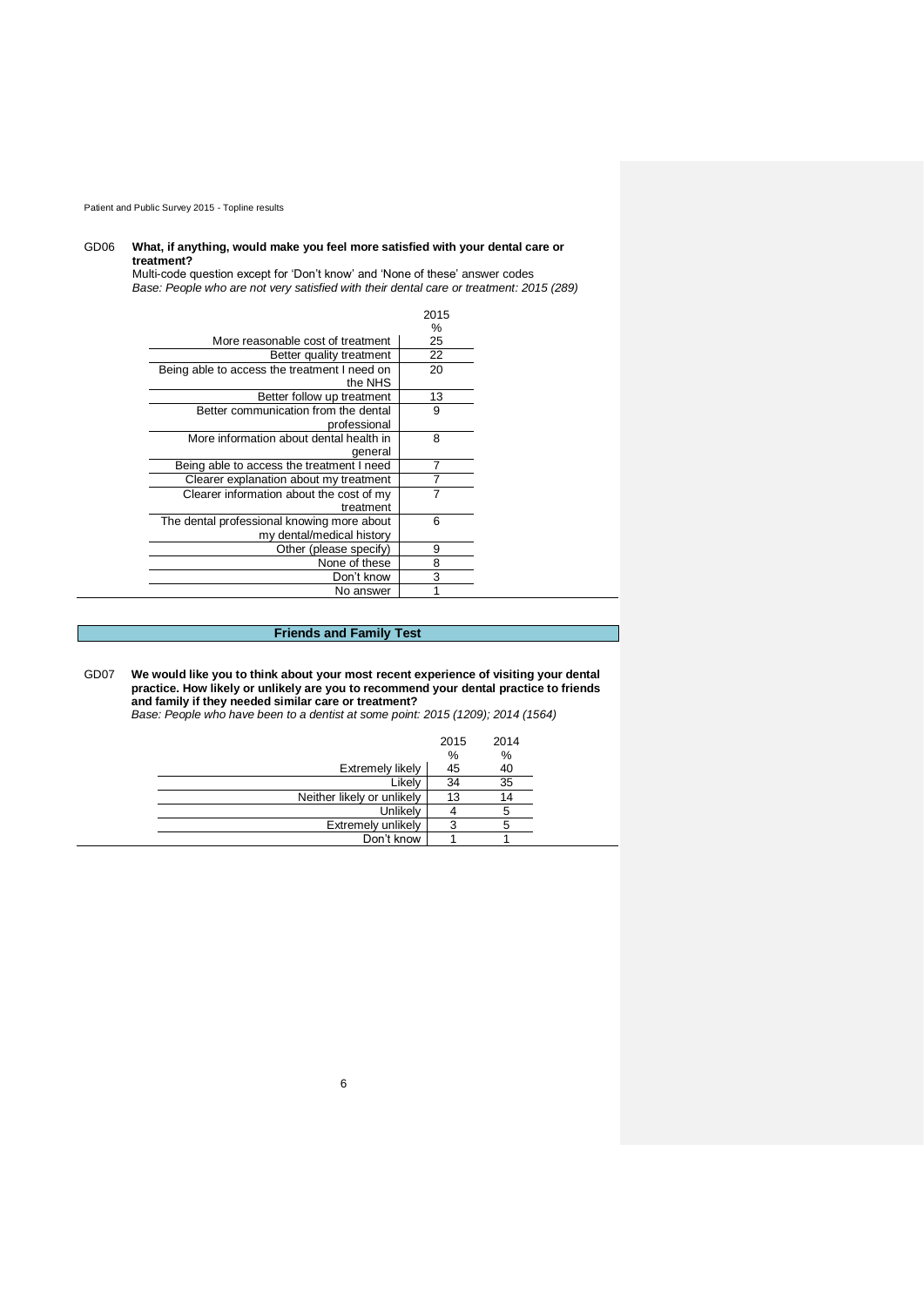GD06 **What, if anything, would make you feel more satisfied with your dental care or treatment?**

Multi-code question except for 'Don't know' and 'None of these' answer codes

*Base: People who are not very satisfied with their dental care or treatment: 2015 (289)*

| | 2015 |
|---|---|
| | % |
| More reasonable cost of treatment | 25 |
| Better quality treatment | 22 |
| Being able to access the treatment I need on the NHS | 20 |
| Better follow up treatment | 13 |
| Better communication from the dental professional | 9 |
| More information about dental health in general | 8 |
| Being able to access the treatment I need | 7 |
| Clearer explanation about my treatment | 7 |
| Clearer information about the cost of my treatment | 7 |
| The dental professional knowing more about my dental/medical history | 6 |
| Other (please specify) | 9 |
| None of these | 8 |
| Don't know | 3 |
| No answer | 1 |

## Friends and Family Test

GD07 **We would like you to think about your most recent experience of visiting your dental practice. How likely or unlikely are you to recommend your dental practice to friends and family if they needed similar care or treatment?**

*Base: People who have been to a dentist at some point: 2015 (1209); 2014 (1564)*

| | 2015 | 2014 |
|---|---|---|
| | % | % |
| Extremely likely | 45 | 40 |
| Likely | 34 | 35 |
| Neither likely or unlikely | 13 | 14 |
| Unlikely | 4 | 5 |
| Extremely unlikely | 3 | 5 |
| Don't know | 1 | 1 |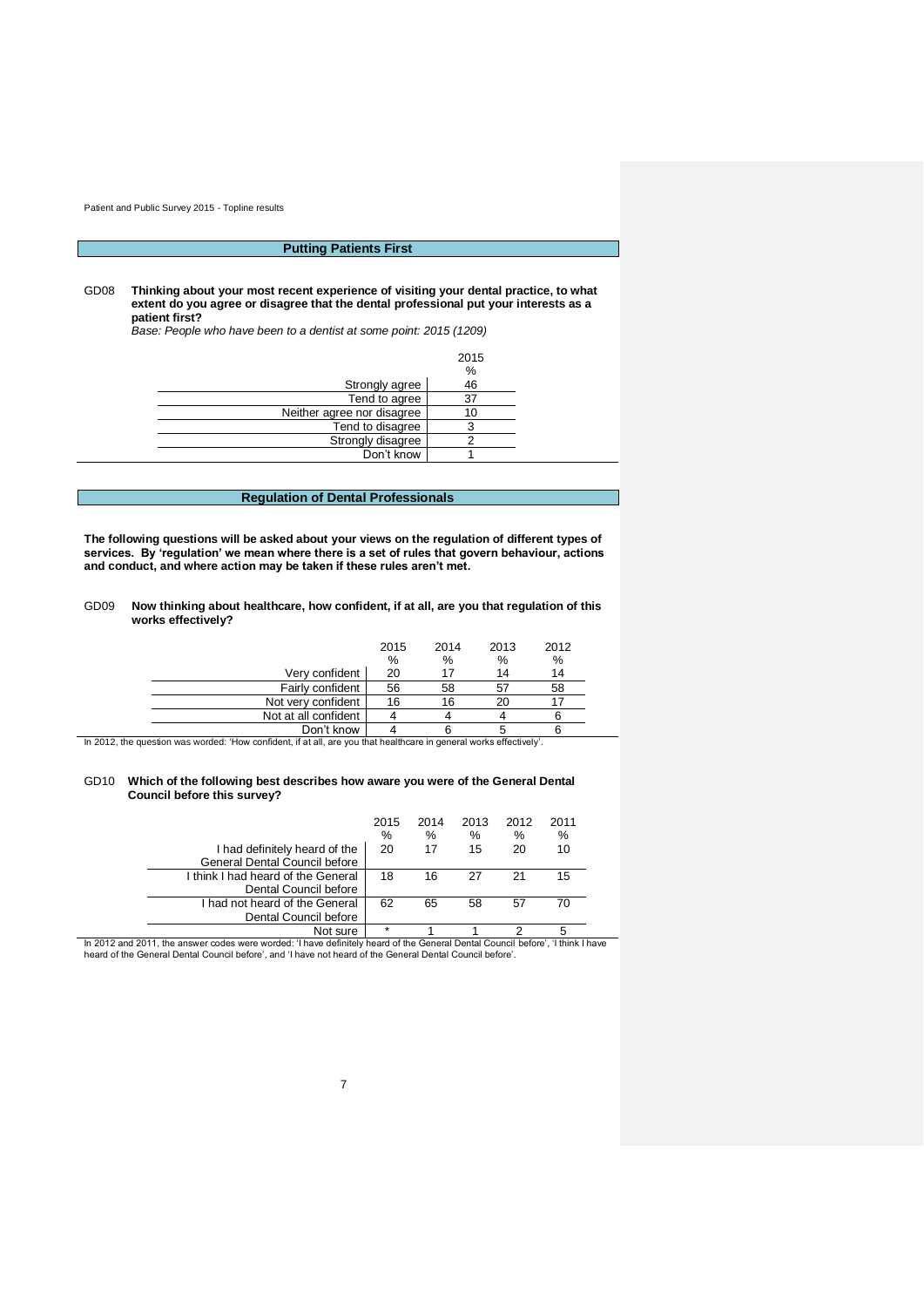## Putting Patients First

GD08 **Thinking about your most recent experience of visiting your dental practice, to what extent do you agree or disagree that the dental professional put your interests as a patient first?**

*Base: People who have been to a dentist at some point: 2015 (1209)*

| | 2015 |
|---|---|
| | % |
| Strongly agree | 46 |
| Tend to agree | 37 |
| Neither agree nor disagree | 10 |
| Tend to disagree | 3 |
| Strongly disagree | 2 |
| Don't know | 1 |

## Regulation of Dental Professionals

**The following questions will be asked about your views on the regulation of different types of services. By 'regulation' we mean where there is a set of rules that govern behaviour, actions and conduct, and where action may be taken if these rules aren't met.**

GD09 **Now thinking about healthcare, how confident, if at all, are you that regulation of this works effectively?**

| | 2015 | 2014 | 2013 | 2012 |
|---|---|---|---|---|
| | % | % | % | % |
| Very confident | 20 | 17 | 14 | 14 |
| Fairly confident | 56 | 58 | 57 | 58 |
| Not very confident | 16 | 16 | 20 | 17 |
| Not at all confident | 4 | 4 | 4 | 6 |
| Don't know | 4 | 6 | 5 | 6 |

In 2012, the question was worded: 'How confident, if at all, are you that healthcare in general works effectively'.

GD10 **Which of the following best describes how aware you were of the General Dental Council before this survey?**

| | 2015 | 2014 | 2013 | 2012 | 2011 |
|---|---|---|---|---|---|
| | % | % | % | % | % |
| I had definitely heard of the General Dental Council before | 20 | 17 | 15 | 20 | 10 |
| I think I had heard of the General Dental Council before | 18 | 16 | 27 | 21 | 15 |
| I had not heard of the General Dental Council before | 62 | 65 | 58 | 57 | 70 |
| Not sure | * | 1 | 1 | 2 | 5 |

In 2012 and 2011, the answer codes were worded: 'I have definitely heard of the General Dental Council before', 'I think I have heard of the General Dental Council before', and 'I have not heard of the General Dental Council before'.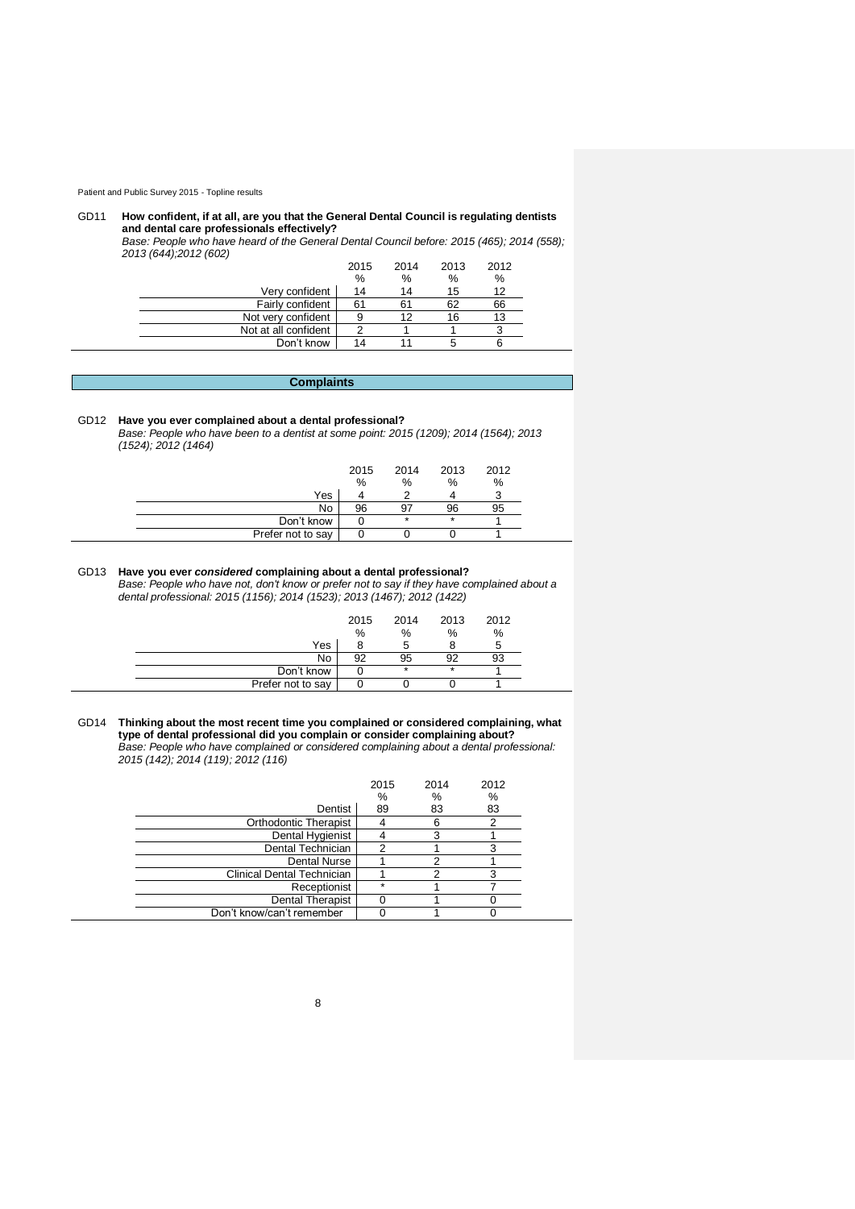GD11 **How confident, if at all, are you that the General Dental Council is regulating dentists and dental care professionals effectively?**

*Base: People who have heard of the General Dental Council before: 2015 (465); 2014 (558); 2013 (644);2012 (602)*

| | 2015 | 2014 | 2013 | 2012 |
|---|---|---|---|---|
| | % | % | % | % |
| Very confident | 14 | 14 | 15 | 12 |
| Fairly confident | 61 | 61 | 62 | 66 |
| Not very confident | 9 | 12 | 16 | 13 |
| Not at all confident | 2 | 1 | 1 | 3 |
| Don't know | 14 | 11 | 5 | 6 |

## Complaints

GD12 **Have you ever complained about a dental professional?**

*Base: People who have been to a dentist at some point: 2015 (1209); 2014 (1564); 2013 (1524); 2012 (1464)*

| | 2015 | 2014 | 2013 | 2012 |
|---|---|---|---|---|
| | % | % | % | % |
| Yes | 4 | 2 | 4 | 3 |
| No | 96 | 97 | 96 | 95 |
| Don't know | 0 | * | * | 1 |
| Prefer not to say | 0 | 0 | 0 | 1 |

GD13 **Have you ever *considered* complaining about a dental professional?**

*Base: People who have not, don't know or prefer not to say if they have complained about a dental professional: 2015 (1156); 2014 (1523); 2013 (1467); 2012 (1422)*

| | 2015 | 2014 | 2013 | 2012 |
|---|---|---|---|---|
| | % | % | % | % |
| Yes | 8 | 5 | 8 | 5 |
| No | 92 | 95 | 92 | 93 |
| Don't know | 0 | * | * | 1 |
| Prefer not to say | 0 | 0 | 0 | 1 |

GD14 **Thinking about the most recent time you complained or considered complaining, what type of dental professional did you complain or consider complaining about?**

*Base: People who have complained or considered complaining about a dental professional: 2015 (142); 2014 (119); 2012 (116)*

| | 2015 | 2014 | 2012 |
|---|---|---|---|
| | % | % | % |
| Dentist | 89 | 83 | 83 |
| Orthodontic Therapist | 4 | 6 | 2 |
| Dental Hygienist | 4 | 3 | 1 |
| Dental Technician | 2 | 1 | 3 |
| Dental Nurse | 1 | 2 | 1 |
| Clinical Dental Technician | 1 | 2 | 3 |
| Receptionist | * | 1 | 7 |
| Dental Therapist | 0 | 1 | 0 |
| Don't know/can't remember | 0 | 1 | 0 |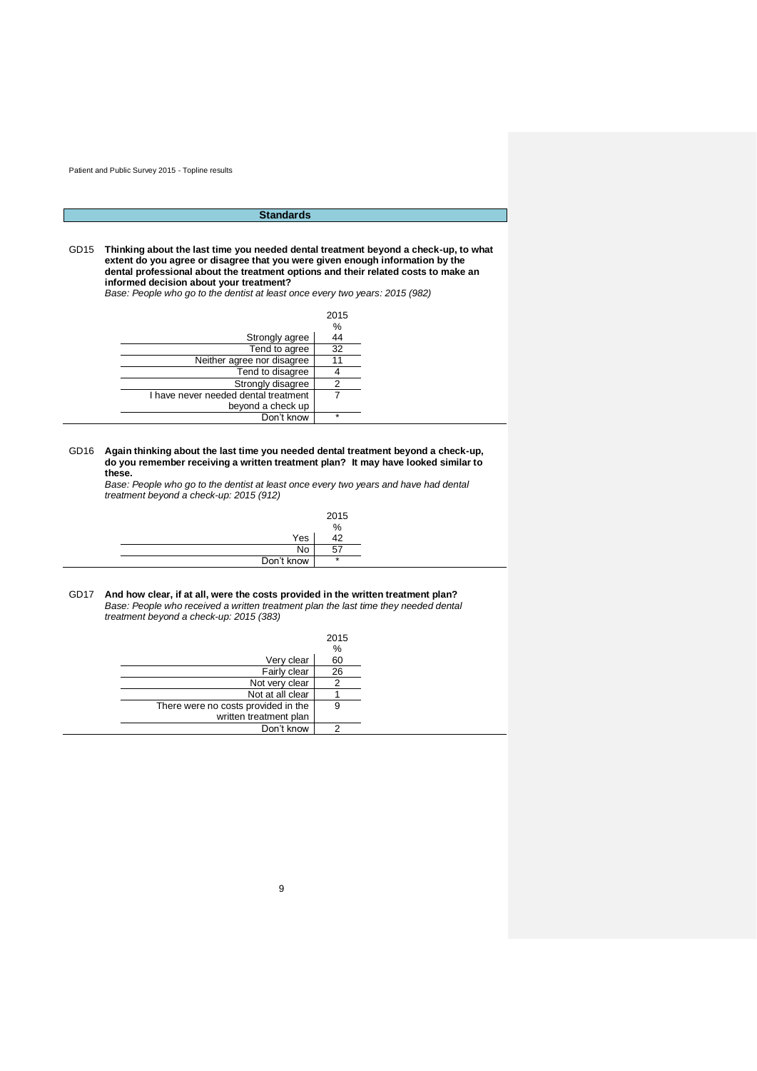## Standards

GD15 **Thinking about the last time you needed dental treatment beyond a check-up, to what extent do you agree or disagree that you were given enough information by the dental professional about the treatment options and their related costs to make an informed decision about your treatment?**
*Base: People who go to the dentist at least once every two years: 2015 (982)*

| | 2015 |
|---|---|
| | % |
| Strongly agree | 44 |
| Tend to agree | 32 |
| Neither agree nor disagree | 11 |
| Tend to disagree | 4 |
| Strongly disagree | 2 |
| I have never needed dental treatment beyond a check up | 7 |
| Don't know | * |

GD16 **Again thinking about the last time you needed dental treatment beyond a check-up, do you remember receiving a written treatment plan? It may have looked similar to these.**
*Base: People who go to the dentist at least once every two years and have had dental treatment beyond a check-up: 2015 (912)*

| | 2015 |
|---|---|
| | % |
| Yes | 42 |
| No | 57 |
| Don't know | * |

GD17 **And how clear, if at all, were the costs provided in the written treatment plan?**
*Base: People who received a written treatment plan the last time they needed dental treatment beyond a check-up: 2015 (383)*

| | 2015 |
|---|---|
| | % |
| Very clear | 60 |
| Fairly clear | 26 |
| Not very clear | 2 |
| Not at all clear | 1 |
| There were no costs provided in the written treatment plan | 9 |
| Don't know | 2 |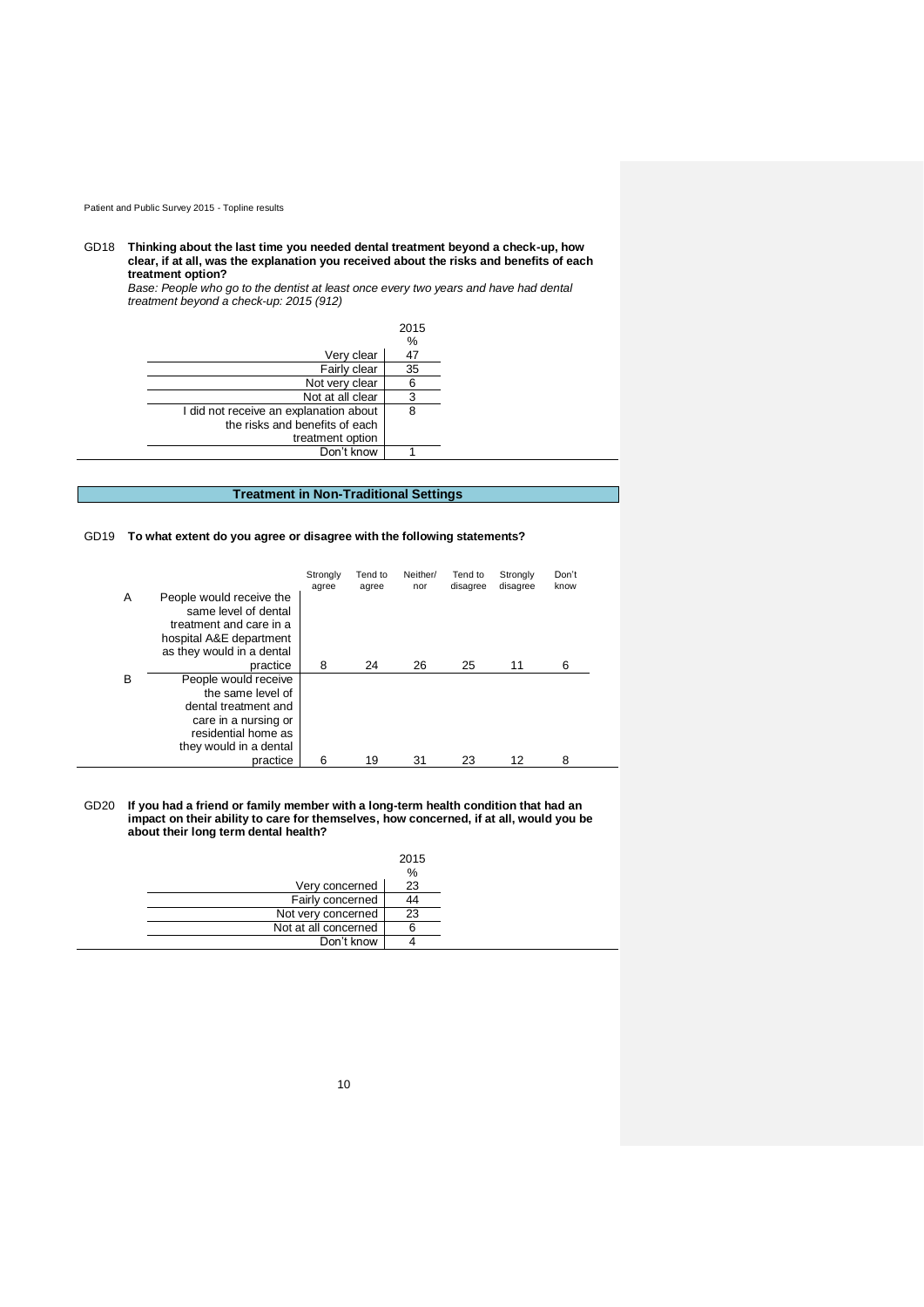GD18 **Thinking about the last time you needed dental treatment beyond a check-up, how clear, if at all, was the explanation you received about the risks and benefits of each treatment option?**

*Base: People who go to the dentist at least once every two years and have had dental treatment beyond a check-up: 2015 (912)*

| | 2015 |
|---|---|
| | % |
| Very clear | 47 |
| Fairly clear | 35 |
| Not very clear | 6 |
| Not at all clear | 3 |
| I did not receive an explanation about the risks and benefits of each treatment option | 8 |
| Don't know | 1 |

## Treatment in Non-Traditional Settings

GD19 **To what extent do you agree or disagree with the following statements?**

| | | Strongly agree | Tend to agree | Neither/ nor | Tend to disagree | Strongly disagree | Don't know |
|---|---|---|---|---|---|---|---|
| A | People would receive the same level of dental treatment and care in a hospital A&E department as they would in a dental practice | 8 | 24 | 26 | 25 | 11 | 6 |
| B | People would receive the same level of dental treatment and care in a nursing or residential home as they would in a dental practice | 6 | 19 | 31 | 23 | 12 | 8 |

GD20 **If you had a friend or family member with a long-term health condition that had an impact on their ability to care for themselves, how concerned, if at all, would you be about their long term dental health?**

| | 2015 |
|---|---|
| | % |
| Very concerned | 23 |
| Fairly concerned | 44 |
| Not very concerned | 23 |
| Not at all concerned | 6 |
| Don't know | 4 |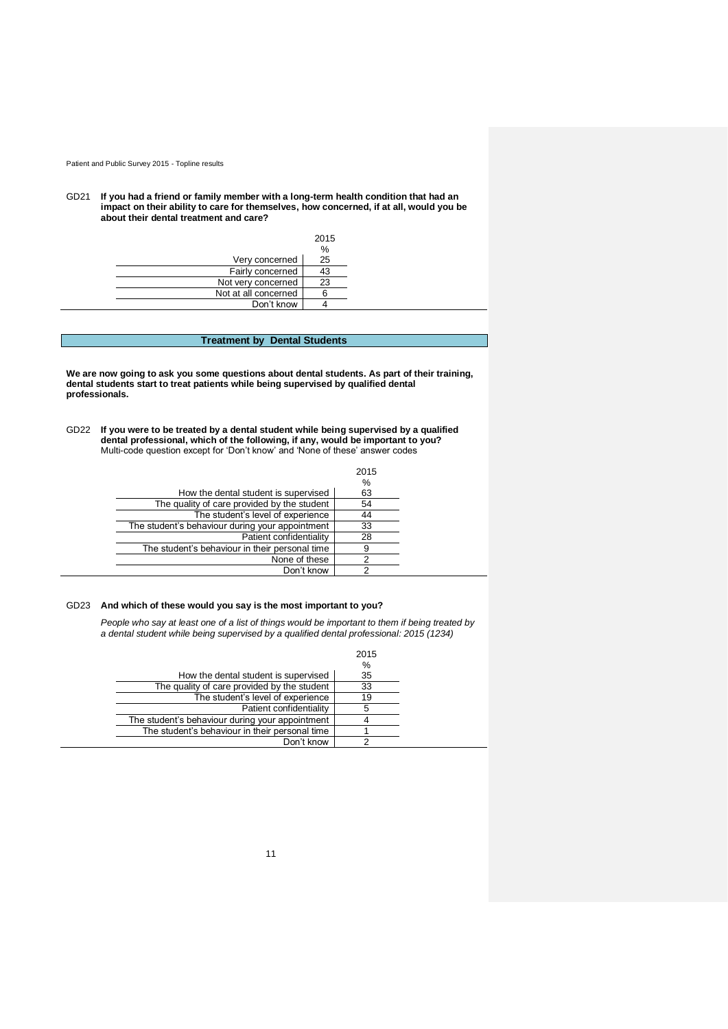GD21 **If you had a friend or family member with a long-term health condition that had an impact on their ability to care for themselves, how concerned, if at all, would you be about their dental treatment and care?**

| | 2015 |
|---|---|
| | % |
| Very concerned | 25 |
| Fairly concerned | 43 |
| Not very concerned | 23 |
| Not at all concerned | 6 |
| Don't know | 4 |

## Treatment by Dental Students

**We are now going to ask you some questions about dental students. As part of their training, dental students start to treat patients while being supervised by qualified dental professionals.**

GD22 **If you were to be treated by a dental student while being supervised by a qualified dental professional, which of the following, if any, would be important to you?**
Multi-code question except for 'Don't know' and 'None of these' answer codes

| | 2015 |
|---|---|
| | % |
| How the dental student is supervised | 63 |
| The quality of care provided by the student | 54 |
| The student's level of experience | 44 |
| The student's behaviour during your appointment | 33 |
| Patient confidentiality | 28 |
| The student's behaviour in their personal time | 9 |
| None of these | 2 |
| Don't know | 2 |

GD23 **And which of these would you say is the most important to you?**

*People who say at least one of a list of things would be important to them if being treated by a dental student while being supervised by a qualified dental professional: 2015 (1234)*

| | 2015 |
|---|---|
| | % |
| How the dental student is supervised | 35 |
| The quality of care provided by the student | 33 |
| The student's level of experience | 19 |
| Patient confidentiality | 5 |
| The student's behaviour during your appointment | 4 |
| The student's behaviour in their personal time | 1 |
| Don't know | 2 |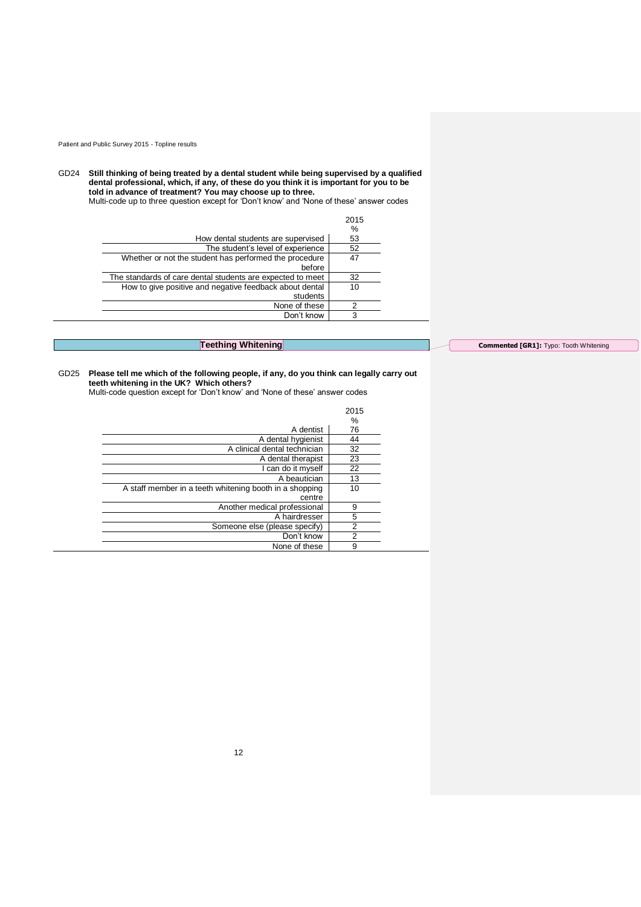GD24 **Still thinking of being treated by a dental student while being supervised by a qualified dental professional, which, if any, of these do you think it is important for you to be told in advance of treatment? You may choose up to three.**
Multi-code up to three question except for 'Don't know' and 'None of these' answer codes

| | 2015 % |
|---|---|
| How dental students are supervised | 53 |
| The student's level of experience | 52 |
| Whether or not the student has performed the procedure before | 47 |
| The standards of care dental students are expected to meet | 32 |
| How to give positive and negative feedback about dental students | 10 |
| None of these | 2 |
| Don't know | 3 |

## Teething Whitening

Commented [GR1]: Typo: Tooth Whitening

GD25 **Please tell me which of the following people, if any, do you think can legally carry out teeth whitening in the UK? Which others?**
Multi-code question except for 'Don't know' and 'None of these' answer codes

| | 2015 % |
|---|---|
| A dentist | 76 |
| A dental hygienist | 44 |
| A clinical dental technician | 32 |
| A dental therapist | 23 |
| I can do it myself | 22 |
| A beautician | 13 |
| A staff member in a teeth whitening booth in a shopping centre | 10 |
| Another medical professional | 9 |
| A hairdresser | 5 |
| Someone else (please specify) | 2 |
| Don't know | 2 |
| None of these | 9 |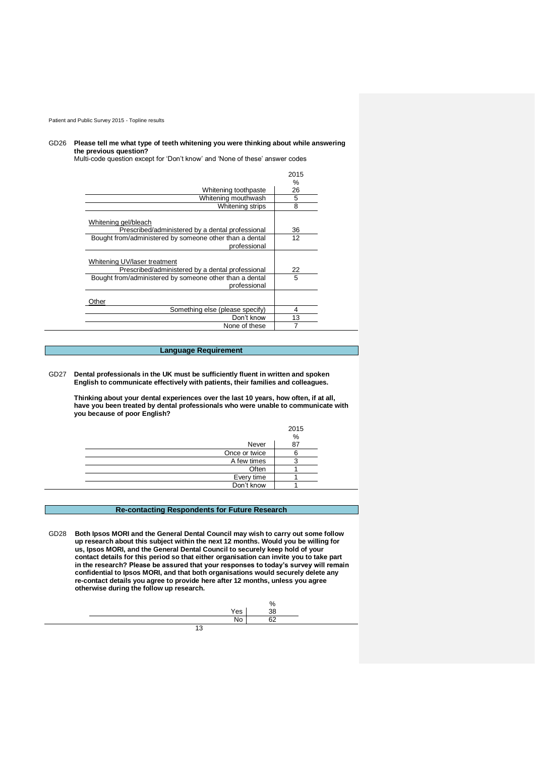GD26 **Please tell me what type of teeth whitening you were thinking about while answering the previous question?**
Multi-code question except for 'Don't know' and 'None of these' answer codes

| | 2015 |
|---|---|
| | % |
| Whitening toothpaste | 26 |
| Whitening mouthwash | 5 |
| Whitening strips | 8 |
| Whitening gel/bleach | |
| Prescribed/administered by a dental professional | 36 |
| Bought from/administered by someone other than a dental professional | 12 |
| Whitening UV/laser treatment | |
| Prescribed/administered by a dental professional | 22 |
| Bought from/administered by someone other than a dental professional | 5 |
| Other | |
| Something else (please specify) | 4 |
| Don't know | 13 |
| None of these | 7 |

## Language Requirement

GD27 **Dental professionals in the UK must be sufficiently fluent in written and spoken English to communicate effectively with patients, their families and colleagues.**

**Thinking about your dental experiences over the last 10 years, how often, if at all, have you been treated by dental professionals who were unable to communicate with you because of poor English?**

| | 2015 |
|---|---|
| | % |
| Never | 87 |
| Once or twice | 6 |
| A few times | 3 |
| Often | 1 |
| Every time | 1 |
| Don't know | 1 |

## Re-contacting Respondents for Future Research

GD28 **Both Ipsos MORI and the General Dental Council may wish to carry out some follow up research about this subject within the next 12 months. Would you be willing for us, Ipsos MORI, and the General Dental Council to securely keep hold of your contact details for this period so that either organisation can invite you to take part in the research? Please be assured that your responses to today's survey will remain confidential to Ipsos MORI, and that both organisations would securely delete any re-contact details you agree to provide here after 12 months, unless you agree otherwise during the follow up research.**

| | % |
|---|---|
| Yes | 38 |
| No | 62 |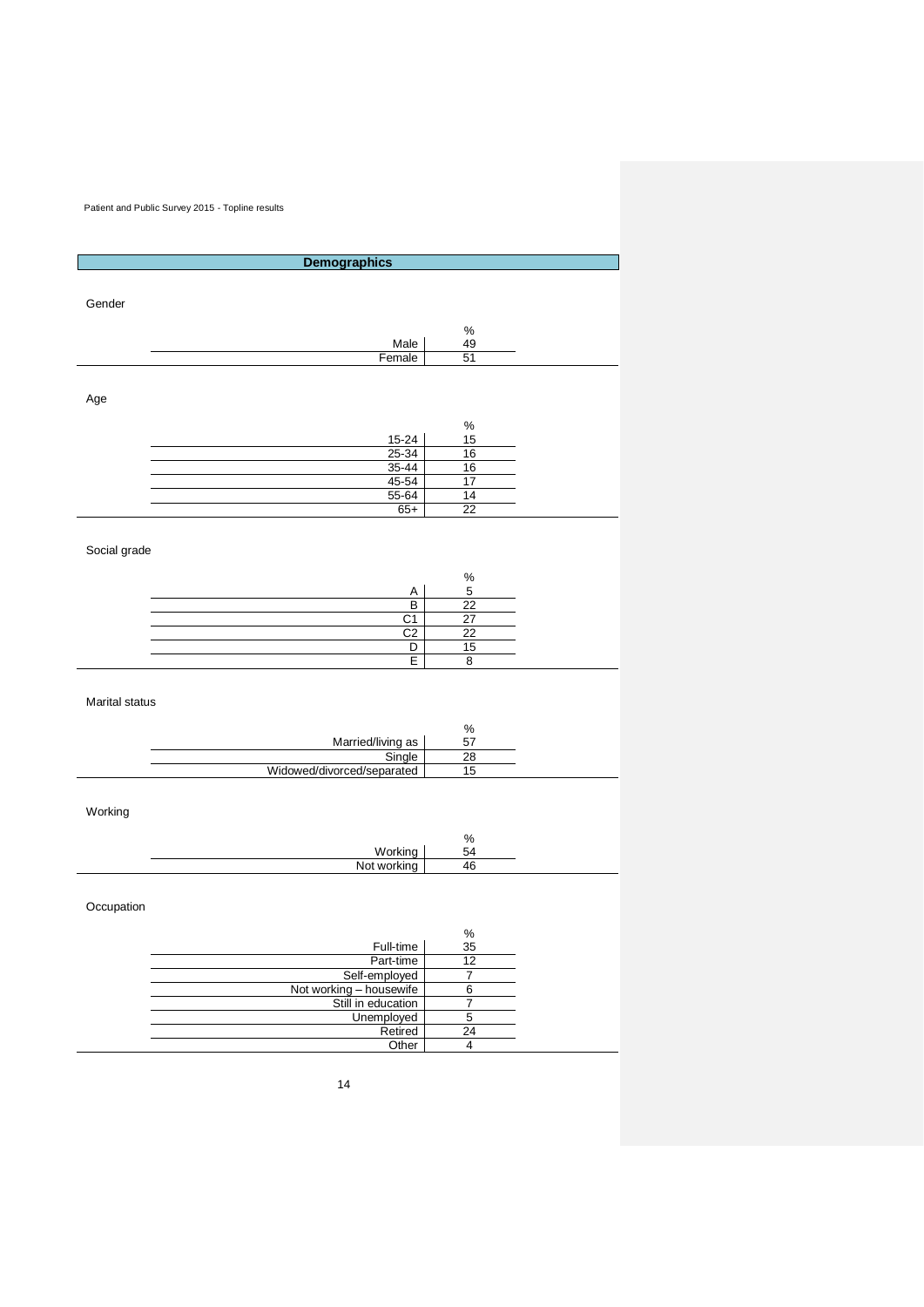## Demographics

Gender

| | % |
|---|---|
| Male | 49 |
| Female | 51 |

Age

| | % |
|---|---|
| 15-24 | 15 |
| 25-34 | 16 |
| 35-44 | 16 |
| 45-54 | 17 |
| 55-64 | 14 |
| 65+ | 22 |

Social grade

| | % |
|---|---|
| A | 5 |
| B | 22 |
| C1 | 27 |
| C2 | 22 |
| D | 15 |
| E | 8 |

Marital status

| | % |
|---|---|
| Married/living as | 57 |
| Single | 28 |
| Widowed/divorced/separated | 15 |

Working

| | % |
|---|---|
| Working | 54 |
| Not working | 46 |

Occupation

| | % |
|---|---|
| Full-time | 35 |
| Part-time | 12 |
| Self-employed | 7 |
| Not working – housewife | 6 |
| Still in education | 7 |
| Unemployed | 5 |
| Retired | 24 |
| Other | 4 |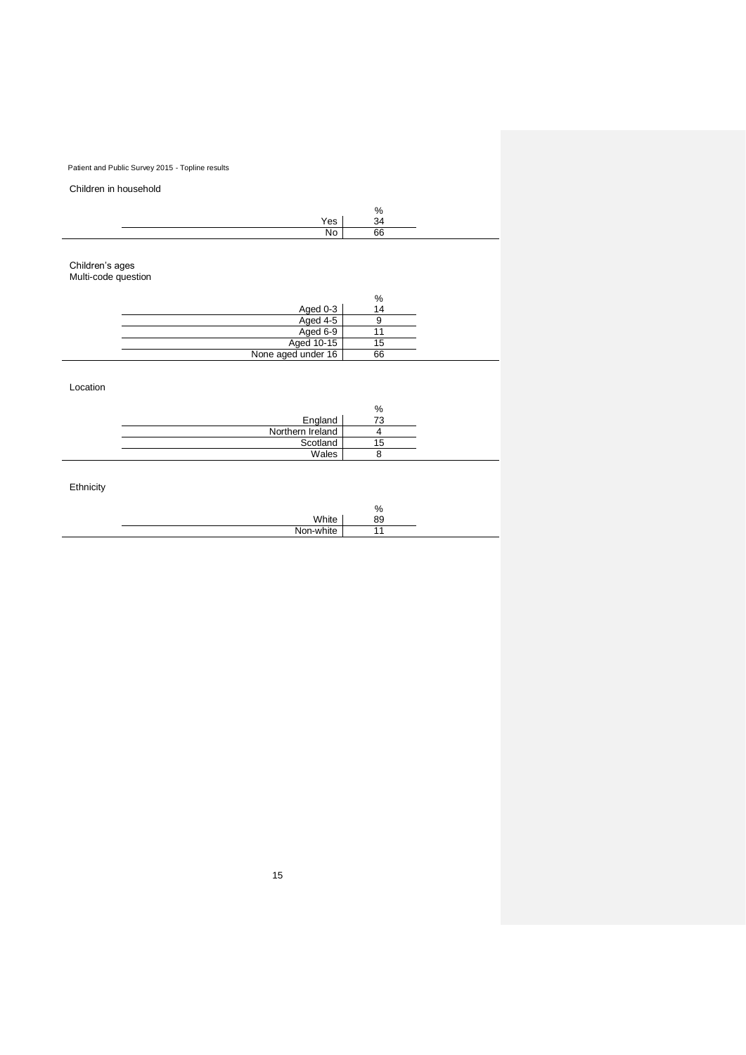## Children in household

| | % |
|---|---|
| Yes | 34 |
| No | 66 |

## Children's ages

Multi-code question

| | % |
|---|---|
| Aged 0-3 | 14 |
| Aged 4-5 | 9 |
| Aged 6-9 | 11 |
| Aged 10-15 | 15 |
| None aged under 16 | 66 |

## Location

| | % |
|---|---|
| England | 73 |
| Northern Ireland | 4 |
| Scotland | 15 |
| Wales | 8 |

## Ethnicity

| | % |
|---|---|
| White | 89 |
| Non-white | 11 |